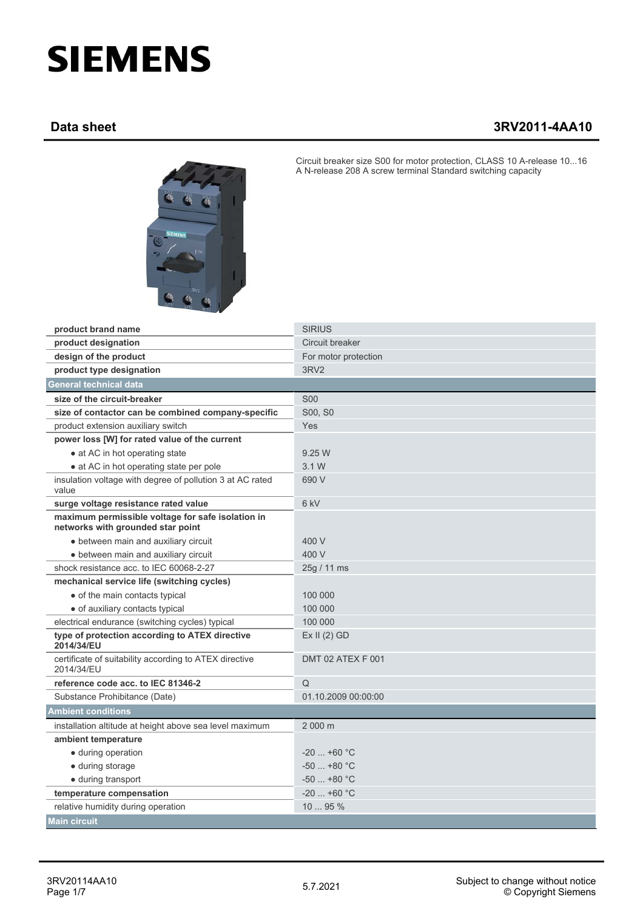# SIEMENS

## Data sheet 3RV2011-4AA10

Circuit breaker size S00 for motor protection, CLASS 10 A-release 10...16 A N-release 208 A screw terminal Standard switching capacity

| | |
|---|---|
| **product brand name** | SIRIUS |
| **product designation** | Circuit breaker |
| **design of the product** | For motor protection |
| **product type designation** | 3RV2 |
| **General technical data** | |
| **size of the circuit-breaker** | S00 |
| **size of contactor can be combined company-specific** | S00, S0 |
| product extension auxiliary switch | Yes |
| **power loss [W] for rated value of the current** | |
| • at AC in hot operating state | 9.25 W |
| • at AC in hot operating state per pole | 3.1 W |
| insulation voltage with degree of pollution 3 at AC rated value | 690 V |
| **surge voltage resistance rated value** | 6 kV |
| **maximum permissible voltage for safe isolation in networks with grounded star point** | |
| • between main and auxiliary circuit | 400 V |
| • between main and auxiliary circuit | 400 V |
| shock resistance acc. to IEC 60068-2-27 | 25g / 11 ms |
| **mechanical service life (switching cycles)** | |
| • of the main contacts typical | 100 000 |
| • of auxiliary contacts typical | 100 000 |
| electrical endurance (switching cycles) typical | 100 000 |
| **type of protection according to ATEX directive 2014/34/EU** | Ex II (2) GD |
| certificate of suitability according to ATEX directive 2014/34/EU | DMT 02 ATEX F 001 |
| **reference code acc. to IEC 81346-2** | Q |
| Substance Prohibitance (Date) | 01.10.2009 00:00:00 |
| **Ambient conditions** | |
| installation altitude at height above sea level maximum | 2 000 m |
| **ambient temperature** | |
| • during operation | -20 ... +60 °C |
| • during storage | -50 ... +80 °C |
| • during transport | -50 ... +80 °C |
| **temperature compensation** | -20 ... +60 °C |
| relative humidity during operation | 10 ... 95 % |
| **Main circuit** | |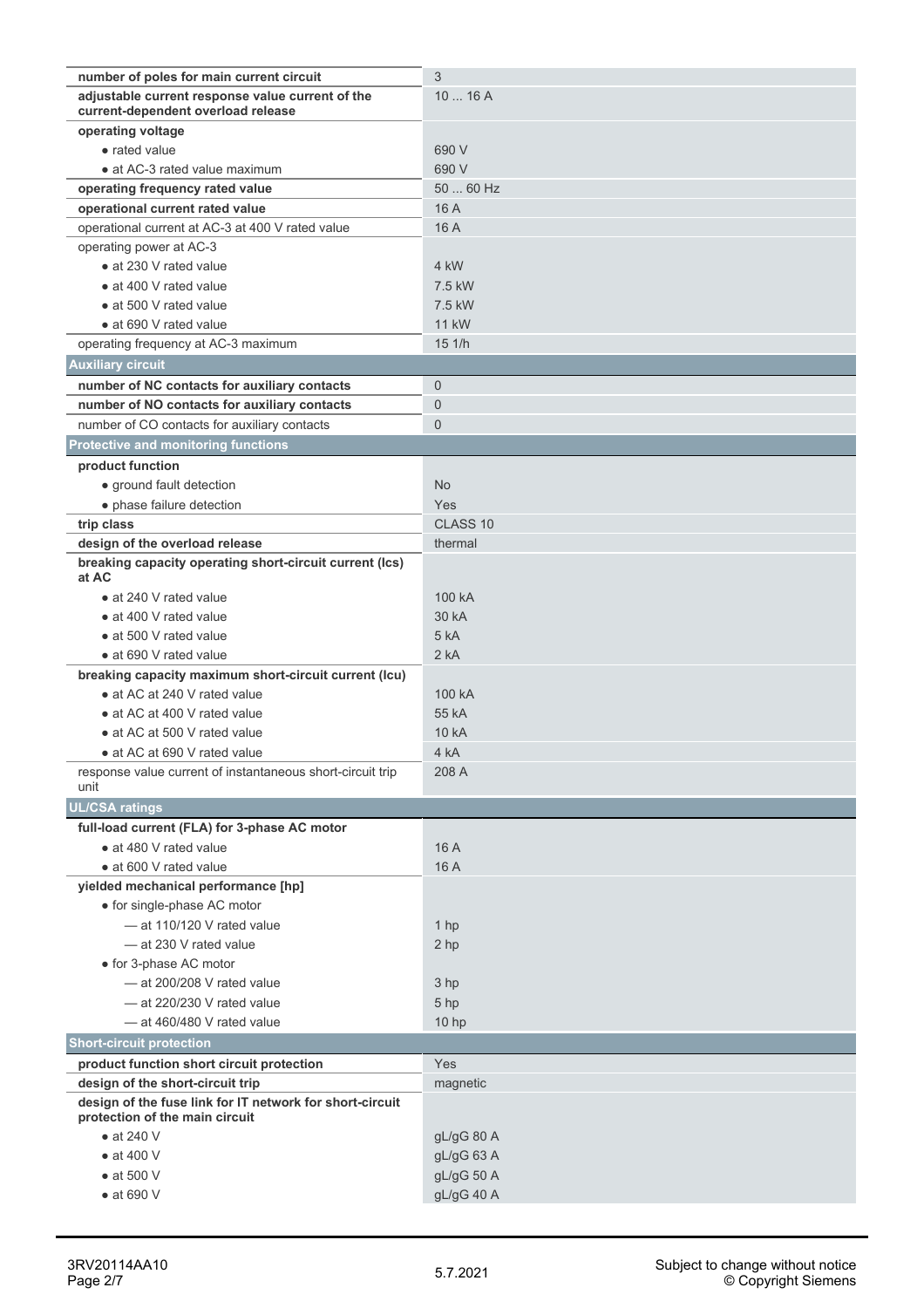| | |
|---|---|
| **number of poles for main current circuit** | 3 |
| **adjustable current response value current of the current-dependent overload release** | 10 ... 16 A |
| **operating voltage** | |
| • rated value | 690 V |
| • at AC-3 rated value maximum | 690 V |
| **operating frequency rated value** | 50 ... 60 Hz |
| **operational current rated value** | 16 A |
| operational current at AC-3 at 400 V rated value | 16 A |
| operating power at AC-3 | |
| • at 230 V rated value | 4 kW |
| • at 400 V rated value | 7.5 kW |
| • at 500 V rated value | 7.5 kW |
| • at 690 V rated value | 11 kW |
| operating frequency at AC-3 maximum | 15 1/h |

**Auxiliary circuit**

| | |
|---|---|
| **number of NC contacts for auxiliary contacts** | 0 |
| **number of NO contacts for auxiliary contacts** | 0 |
| number of CO contacts for auxiliary contacts | 0 |

**Protective and monitoring functions**

| | |
|---|---|
| **product function** | |
| • ground fault detection | No |
| • phase failure detection | Yes |
| **trip class** | CLASS 10 |
| **design of the overload release** | thermal |
| **breaking capacity operating short-circuit current (Ics) at AC** | |
| • at 240 V rated value | 100 kA |
| • at 400 V rated value | 30 kA |
| • at 500 V rated value | 5 kA |
| • at 690 V rated value | 2 kA |
| **breaking capacity maximum short-circuit current (Icu)** | |
| • at AC at 240 V rated value | 100 kA |
| • at AC at 400 V rated value | 55 kA |
| • at AC at 500 V rated value | 10 kA |
| • at AC at 690 V rated value | 4 kA |
| response value current of instantaneous short-circuit trip unit | 208 A |

**UL/CSA ratings**

| | |
|---|---|
| **full-load current (FLA) for 3-phase AC motor** | |
| • at 480 V rated value | 16 A |
| • at 600 V rated value | 16 A |
| **yielded mechanical performance [hp]** | |
| • for single-phase AC motor | |
| — at 110/120 V rated value | 1 hp |
| — at 230 V rated value | 2 hp |
| • for 3-phase AC motor | |
| — at 200/208 V rated value | 3 hp |
| — at 220/230 V rated value | 5 hp |
| — at 460/480 V rated value | 10 hp |

**Short-circuit protection**

| | |
|---|---|
| **product function short circuit protection** | Yes |
| **design of the short-circuit trip** | magnetic |
| **design of the fuse link for IT network for short-circuit protection of the main circuit** | |
| • at 240 V | gL/gG 80 A |
| • at 400 V | gL/gG 63 A |
| • at 500 V | gL/gG 50 A |
| • at 690 V | gL/gG 40 A |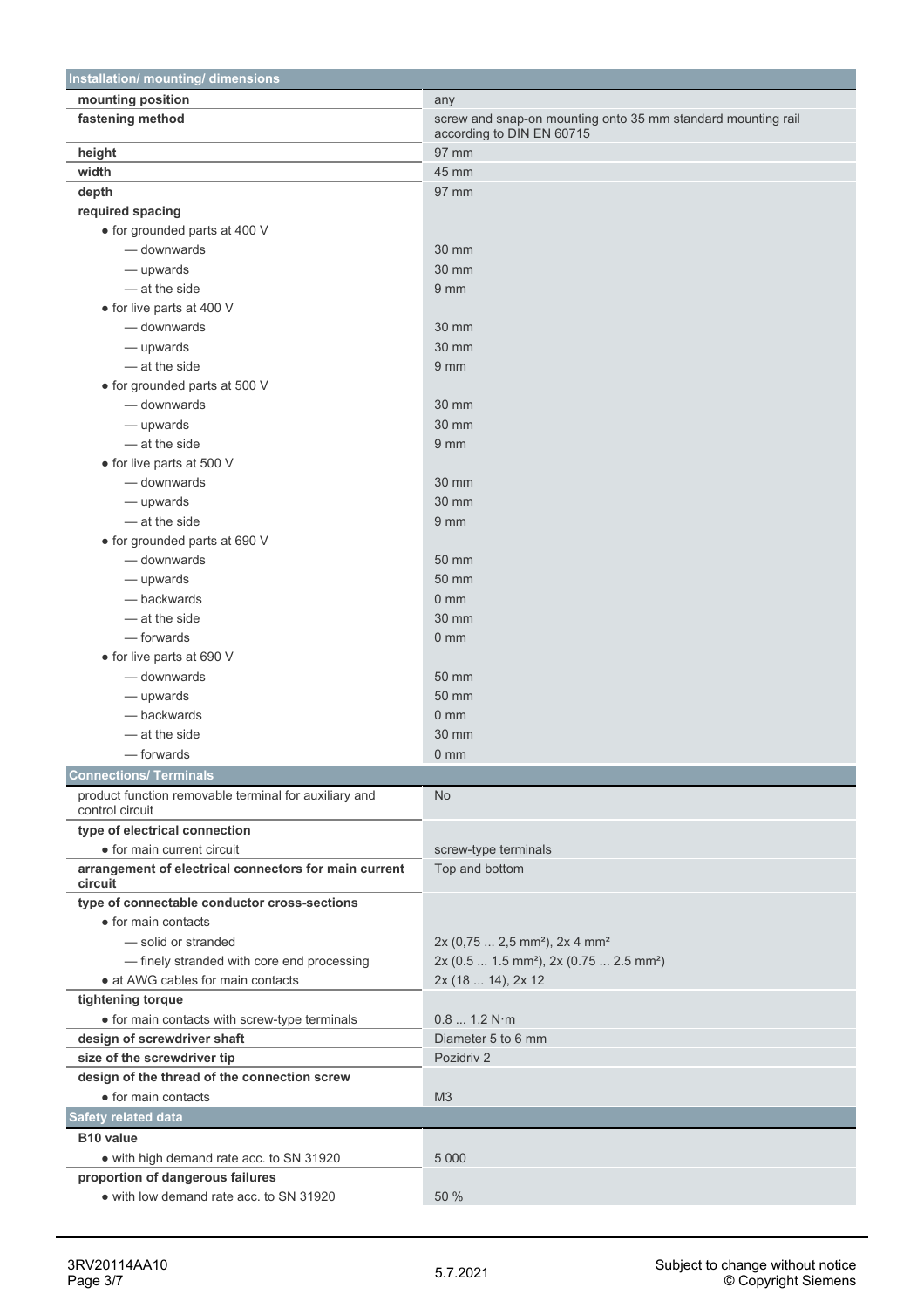| Installation/ mounting/ dimensions | |
|---|---|
| **mounting position** | any |
| **fastening method** | screw and snap-on mounting onto 35 mm standard mounting rail according to DIN EN 60715 |
| **height** | 97 mm |
| **width** | 45 mm |
| **depth** | 97 mm |
| **required spacing** | |
| • for grounded parts at 400 V | |
| — downwards | 30 mm |
| — upwards | 30 mm |
| — at the side | 9 mm |
| • for live parts at 400 V | |
| — downwards | 30 mm |
| — upwards | 30 mm |
| — at the side | 9 mm |
| • for grounded parts at 500 V | |
| — downwards | 30 mm |
| — upwards | 30 mm |
| — at the side | 9 mm |
| • for live parts at 500 V | |
| — downwards | 30 mm |
| — upwards | 30 mm |
| — at the side | 9 mm |
| • for grounded parts at 690 V | |
| — downwards | 50 mm |
| — upwards | 50 mm |
| — backwards | 0 mm |
| — at the side | 30 mm |
| — forwards | 0 mm |
| • for live parts at 690 V | |
| — downwards | 50 mm |
| — upwards | 50 mm |
| — backwards | 0 mm |
| — at the side | 30 mm |
| — forwards | 0 mm |

| Connections/ Terminals | |
|---|---|
| product function removable terminal for auxiliary and control circuit | No |
| **type of electrical connection** | |
| • for main current circuit | screw-type terminals |
| **arrangement of electrical connectors for main current circuit** | Top and bottom |
| **type of connectable conductor cross-sections** | |
| • for main contacts | |
| — solid or stranded | 2x (0,75 ... 2,5 mm²), 2x 4 mm² |
| — finely stranded with core end processing | 2x (0.5 ... 1.5 mm²), 2x (0.75 ... 2.5 mm²) |
| • at AWG cables for main contacts | 2x (18 ... 14), 2x 12 |
| **tightening torque** | |
| • for main contacts with screw-type terminals | 0.8 ... 1.2 N·m |
| **design of screwdriver shaft** | Diameter 5 to 6 mm |
| **size of the screwdriver tip** | Pozidriv 2 |
| **design of the thread of the connection screw** | |
| • for main contacts | M3 |

| Safety related data | |
|---|---|
| **B10 value** | |
| • with high demand rate acc. to SN 31920 | 5 000 |
| **proportion of dangerous failures** | |
| • with low demand rate acc. to SN 31920 | 50 % |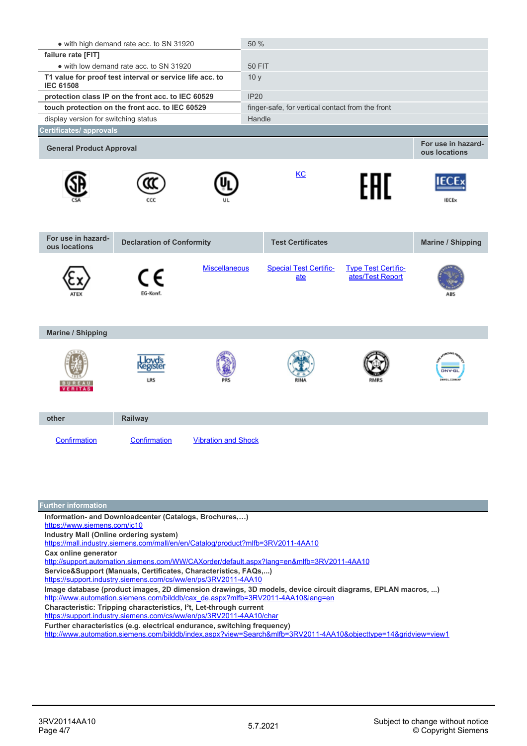| | |
|---|---|
| • with high demand rate acc. to SN 31920 | 50 % |
| **failure rate [FIT]** | |
| • with low demand rate acc. to SN 31920 | 50 FIT |
| **T1 value for proof test interval or service life acc. to IEC 61508** | 10 y |
| **protection class IP on the front acc. to IEC 60529** | IP20 |
| **touch protection on the front acc. to IEC 60529** | finger-safe, for vertical contact from the front |
| display version for switching status | Handle |

## Certificates/ approvals

| General Product Approval | | | | | For use in hazardous locations |
|---|---|---|---|---|---|
| CSA | CCC | UL | KC | EAC | IECEx |

| For use in hazardous locations | Declaration of Conformity | | Test Certificates | | Marine / Shipping |
|---|---|---|---|---|---|
| ATEX | EG-Konf. | Miscellaneous | Special Test Certificate | Type Test Certificates/Test Report | ABS |

| Marine / Shipping | | | | | |
|---|---|---|---|---|---|
| BUREAU VERITAS | LRS | PRS | RINA | RMRS | DNV-GL |

| other | Railway | |
|---|---|---|
| Confirmation | Confirmation | Vibration and Shock |

## Further information

**Information- and Downloadcenter (Catalogs, Brochures,…)**
https://www.siemens.com/ic10

**Industry Mall (Online ordering system)**
https://mall.industry.siemens.com/mall/en/en/Catalog/product?mlfb=3RV2011-4AA10

**Cax online generator**
http://support.automation.siemens.com/WW/CAXorder/default.aspx?lang=en&mlfb=3RV2011-4AA10

**Service&Support (Manuals, Certificates, Characteristics, FAQs,...)**
https://support.industry.siemens.com/cs/ww/en/ps/3RV2011-4AA10

**Image database (product images, 2D dimension drawings, 3D models, device circuit diagrams, EPLAN macros, ...)**
http://www.automation.siemens.com/bilddb/cax_de.aspx?mlfb=3RV2011-4AA10&lang=en

**Characteristic: Tripping characteristics, I²t, Let-through current**
https://support.industry.siemens.com/cs/ww/en/ps/3RV2011-4AA10/char

**Further characteristics (e.g. electrical endurance, switching frequency)**
http://www.automation.siemens.com/bilddb/index.aspx?view=Search&mlfb=3RV2011-4AA10&objecttype=14&gridview=view1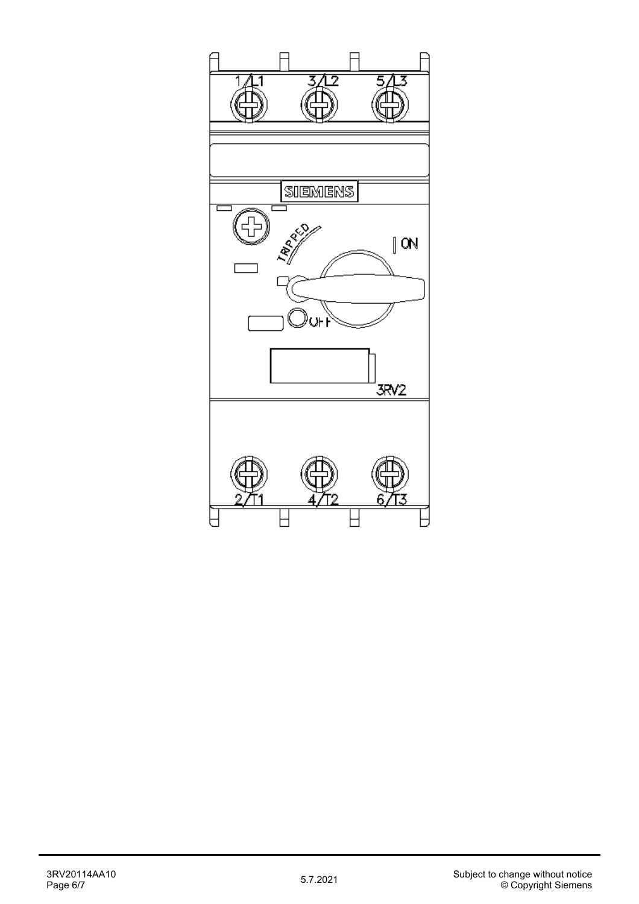1/L1 3/L2 5/L3

SIEMENS

TRIPPED

ON

OFF

3RV2

2/T1 4/T2 6/T3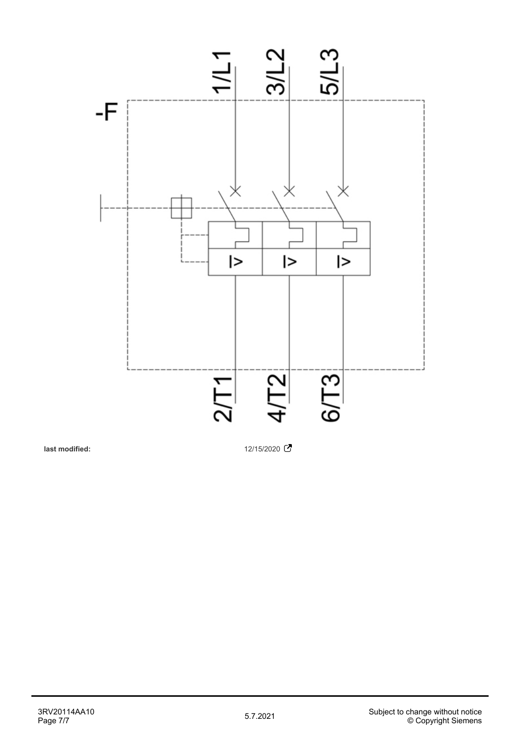-F

1/L1

3/L2

5/L3

2/T1

4/T2

6/T3

**last modified:** 12/15/2020